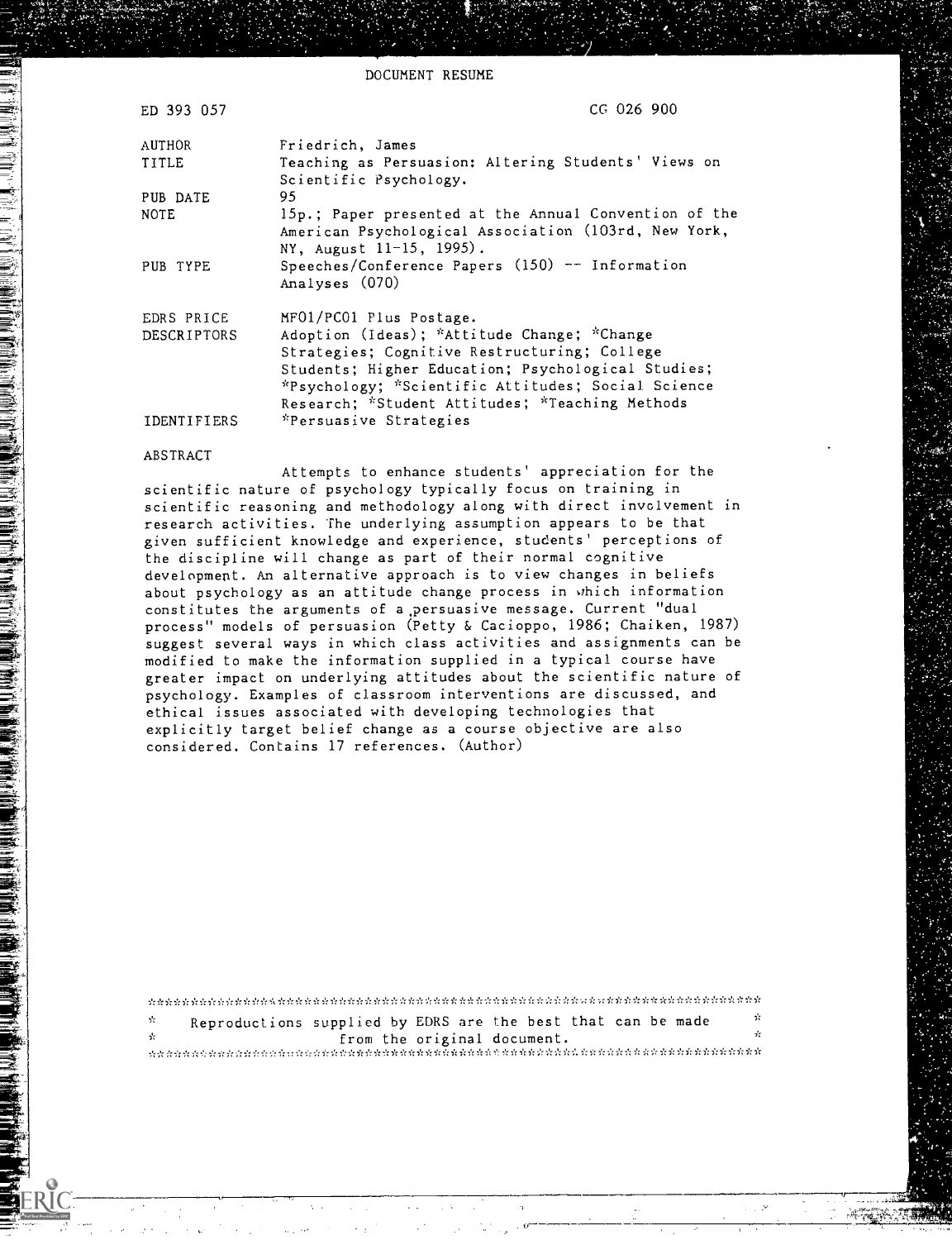# DOCUMENT RESUME

| | |
|---|---|
| ED 393 057 | CG 026 900 |
| AUTHOR | Friedrich, James |
| TITLE | Teaching as Persuasion: Altering Students' Views on Scientific Psychology. |
| PUB DATE | 95 |
| NOTE | 15p.; Paper presented at the Annual Convention of the American Psychological Association (103rd, New York, NY, August 11-15, 1995). |
| PUB TYPE | Speeches/Conference Papers (150) -- Information Analyses (070) |
| EDRS PRICE | MF01/PC01 Plus Postage. |
| DESCRIPTORS | Adoption (Ideas); *Attitude Change; *Change Strategies; Cognitive Restructuring; College Students; Higher Education; Psychological Studies; *Psychology; *Scientific Attitudes; Social Science Research; *Student Attitudes; *Teaching Methods |
| IDENTIFIERS | *Persuasive Strategies |

## ABSTRACT

Attempts to enhance students' appreciation for the scientific nature of psychology typically focus on training in scientific reasoning and methodology along with direct involvement in research activities. The underlying assumption appears to be that given sufficient knowledge and experience, students' perceptions of the discipline will change as part of their normal cognitive development. An alternative approach is to view changes in beliefs about psychology as an attitude change process in which information constitutes the arguments of a persuasive message. Current "dual process" models of persuasion (Petty & Cacioppo, 1986; Chaiken, 1987) suggest several ways in which class activities and assignments can be modified to make the information supplied in a typical course have greater impact on underlying attitudes about the scientific nature of psychology. Examples of classroom interventions are discussed, and ethical issues associated with developing technologies that explicitly target belief change as a course objective are also considered. Contains 17 references. (Author)

Reproductions supplied by EDRS are the best that can be made from the original document.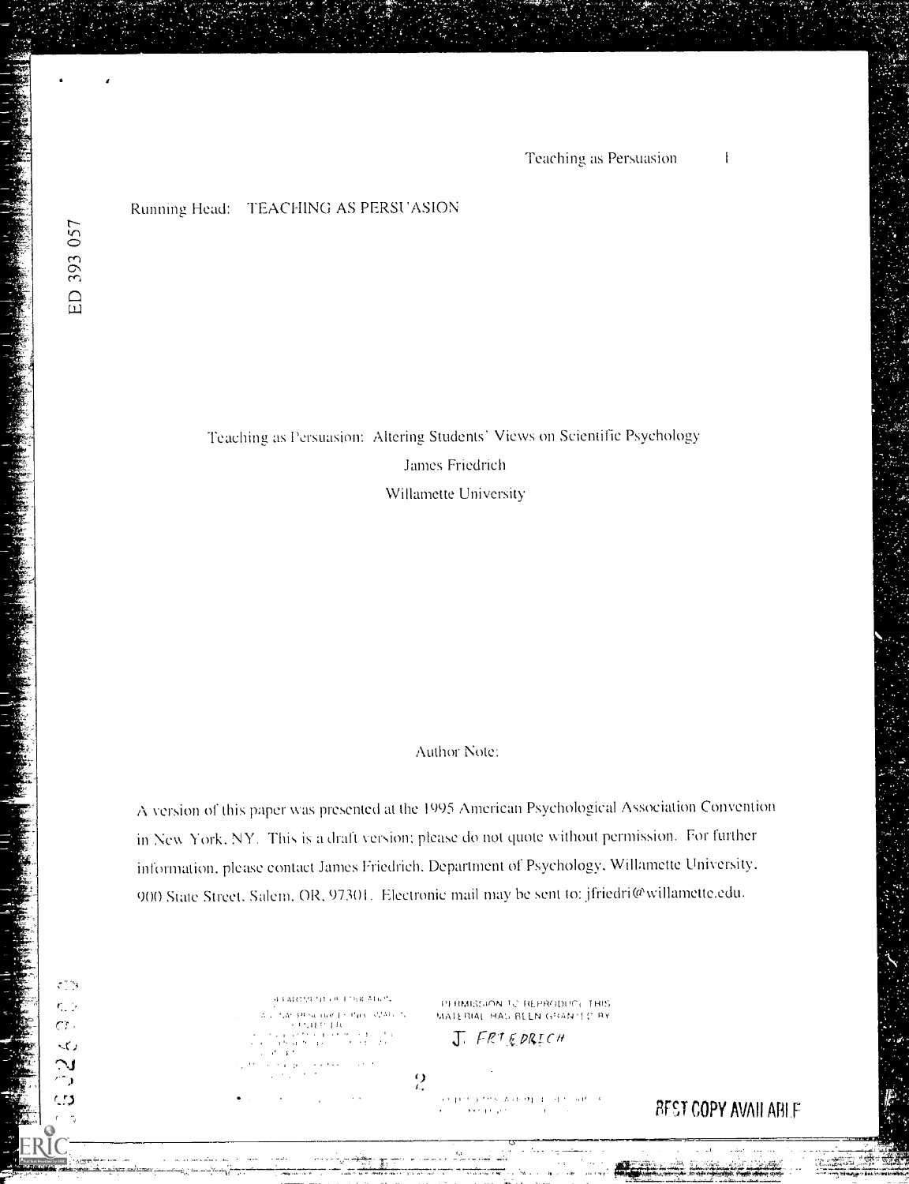Running Head: TEACHING AS PERSUASION

ED 393 057

Teaching as Persuasion: Altering Students' Views on Scientific Psychology

James Friedrich

Willamette University

Author Note:

A version of this paper was presented at the 1995 American Psychological Association Convention in New York, NY. This is a draft version; please do not quote without permission. For further information, please contact James Friedrich, Department of Psychology, Willamette University, 900 State Street, Salem, OR, 97301. Electronic mail may be sent to: jfriedri@willamette.edu.

PERMISSION TO REPRODUCE THIS MATERIAL HAS BEEN GRANTED BY

J. FRIEDRICH

BEST COPY AVAILABLE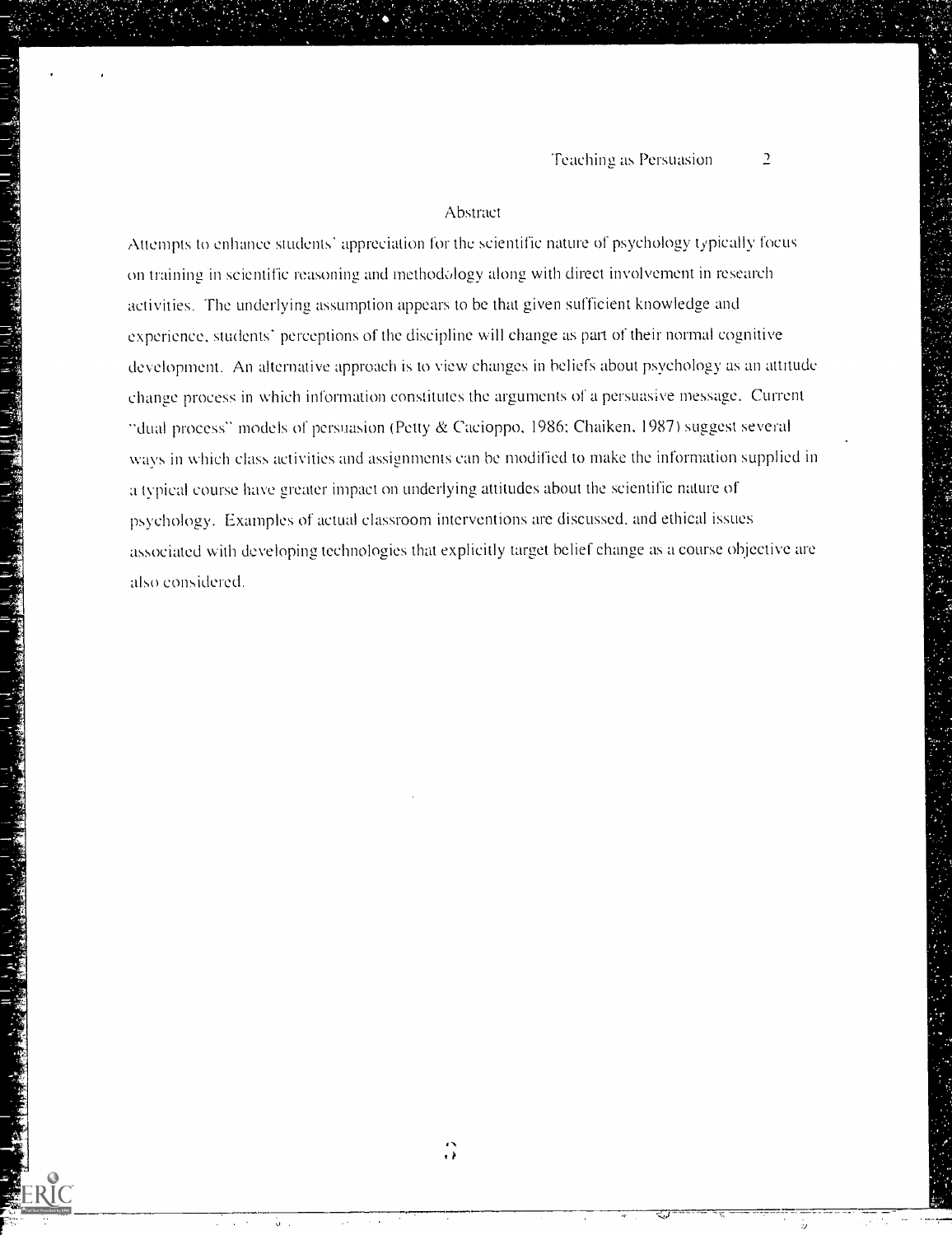## Abstract

Attempts to enhance students' appreciation for the scientific nature of psychology typically focus on training in scientific reasoning and methodology along with direct involvement in research activities. The underlying assumption appears to be that given sufficient knowledge and experience, students' perceptions of the discipline will change as part of their normal cognitive development. An alternative approach is to view changes in beliefs about psychology as an attitude change process in which information constitutes the arguments of a persuasive message. Current "dual process" models of persuasion (Petty & Cacioppo, 1986; Chaiken, 1987) suggest several ways in which class activities and assignments can be modified to make the information supplied in a typical course have greater impact on underlying attitudes about the scientific nature of psychology. Examples of actual classroom interventions are discussed, and ethical issues associated with developing technologies that explicitly target belief change as a course objective are also considered.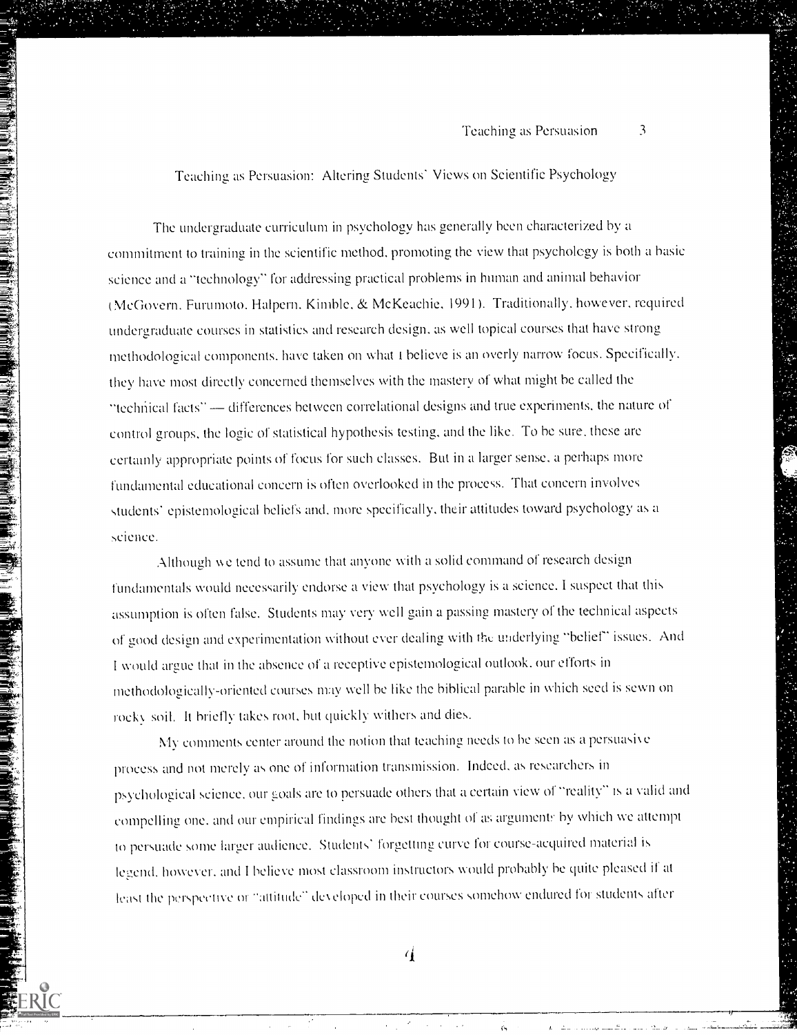# Teaching as Persuasion: Altering Students' Views on Scientific Psychology

The undergraduate curriculum in psychology has generally been characterized by a commitment to training in the scientific method, promoting the view that psychology is both a basic science and a "technology" for addressing practical problems in human and animal behavior (McGovern, Furumoto, Halpern, Kimble, & McKeachie, 1991). Traditionally, however, required undergraduate courses in statistics and research design, as well topical courses that have strong methodological components, have taken on what I believe is an overly narrow focus. Specifically, they have most directly concerned themselves with the mastery of what might be called the "technical facts" — differences between correlational designs and true experiments, the nature of control groups, the logic of statistical hypothesis testing, and the like. To be sure, these are certainly appropriate points of focus for such classes. But in a larger sense, a perhaps more fundamental educational concern is often overlooked in the process. That concern involves students' epistemological beliefs and, more specifically, their attitudes toward psychology as a science.

Although we tend to assume that anyone with a solid command of research design fundamentals would necessarily endorse a view that psychology is a science, I suspect that this assumption is often false. Students may very well gain a passing mastery of the technical aspects of good design and experimentation without ever dealing with the underlying "belief" issues. And I would argue that in the absence of a receptive epistemological outlook, our efforts in methodologically-oriented courses may well be like the biblical parable in which seed is sewn on rocky soil. It briefly takes root, but quickly withers and dies.

My comments center around the notion that teaching needs to be seen as a persuasive process and not merely as one of information transmission. Indeed, as researchers in psychological science, our goals are to persuade others that a certain view of "reality" is a valid and compelling one, and our empirical findings are best thought of as arguments by which we attempt to persuade some larger audience. Students' forgetting curve for course-acquired material is legend, however, and I believe most classroom instructors would probably be quite pleased if at least the perspective or "attitude" developed in their courses somehow endured for students after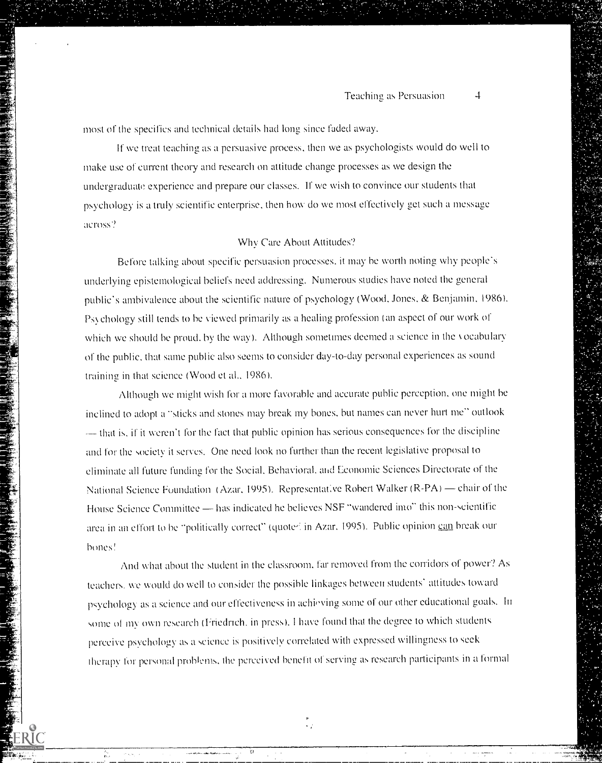most of the specifics and technical details had long since faded away.

If we treat teaching as a persuasive process, then we as psychologists would do well to make use of current theory and research on attitude change processes as we design the undergraduate experience and prepare our classes. If we wish to convince our students that psychology is a truly scientific enterprise, then how do we most effectively get such a message across?

## Why Care About Attitudes?

Before talking about specific persuasion processes, it may be worth noting why people's underlying epistemological beliefs need addressing. Numerous studies have noted the general public's ambivalence about the scientific nature of psychology (Wood, Jones, & Benjamin, 1986). Psychology still tends to be viewed primarily as a healing profession (an aspect of our work of which we should be proud, by the way). Although sometimes deemed a science in the vocabulary of the public, that same public also seems to consider day-to-day personal experiences as sound training in that science (Wood et al., 1986).

Although we might wish for a more favorable and accurate public perception, one might be inclined to adopt a "sticks and stones may break my bones, but names can never hurt me" outlook — that is, if it weren't for the fact that public opinion has serious consequences for the discipline and for the society it serves. One need look no further than the recent legislative proposal to eliminate all future funding for the Social, Behavioral, and Economic Sciences Directorate of the National Science Foundation (Azar, 1995). Representative Robert Walker (R-PA) — chair of the House Science Committee — has indicated he believes NSF "wandered into" this non-scientific area in an effort to be "politically correct" (quoted in Azar, 1995). Public opinion can break our bones!

And what about the student in the classroom, far removed from the corridors of power? As teachers, we would do well to consider the possible linkages between students' attitudes toward psychology as a science and our effectiveness in achieving some of our other educational goals. In some of my own research (Friedrich, in press), I have found that the degree to which students perceive psychology as a science is positively correlated with expressed willingness to seek therapy for personal problems, the perceived benefit of serving as research participants in a formal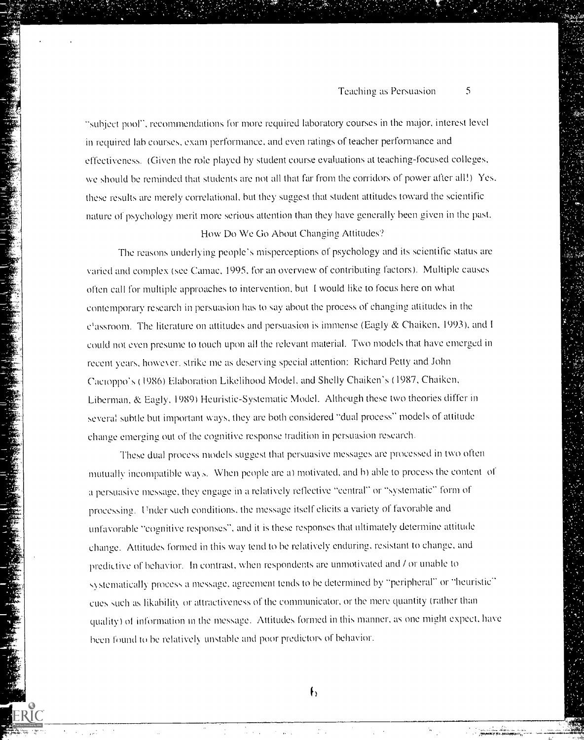"subject pool", recommendations for more required laboratory courses in the major, interest level in required lab courses, exam performance, and even ratings of teacher performance and effectiveness. (Given the role played by student course evaluations at teaching-focused colleges, we should be reminded that students are not all that far from the corridors of power after all!) Yes, these results are merely correlational, but they suggest that student attitudes toward the scientific nature of psychology merit more serious attention than they have generally been given in the past.

## How Do We Go About Changing Attitudes?

The reasons underlying people's misperceptions of psychology and its scientific status are varied and complex (see Camac, 1995, for an overview of contributing factors). Multiple causes often call for multiple approaches to intervention, but I would like to focus here on what contemporary research in persuasion has to say about the process of changing attitudes in the classroom. The literature on attitudes and persuasion is immense (Eagly & Chaiken, 1993), and I could not even presume to touch upon all the relevant material. Two models that have emerged in recent years, however, strike me as deserving special attention: Richard Petty and John Cacioppo's (1986) Elaboration Likelihood Model, and Shelly Chaiken's (1987, Chaiken, Liberman, & Eagly, 1989) Heuristic-Systematic Model. Although these two theories differ in several subtle but important ways, they are both considered "dual process" models of attitude change emerging out of the cognitive response tradition in persuasion research.

These dual process models suggest that persuasive messages are processed in two often mutually incompatible ways. When people are a) motivated, and b) able to process the content of a persuasive message, they engage in a relatively reflective "central" or "systematic" form of processing. Under such conditions, the message itself elicits a variety of favorable and unfavorable "cognitive responses", and it is these responses that ultimately determine attitude change. Attitudes formed in this way tend to be relatively enduring, resistant to change, and predictive of behavior. In contrast, when respondents are unmotivated and / or unable to systematically process a message, agreement tends to be determined by "peripheral" or "heuristic" cues such as likability or attractiveness of the communicator, or the mere quantity (rather than quality) of information in the message. Attitudes formed in this manner, as one might expect, have been found to be relatively unstable and poor predictors of behavior.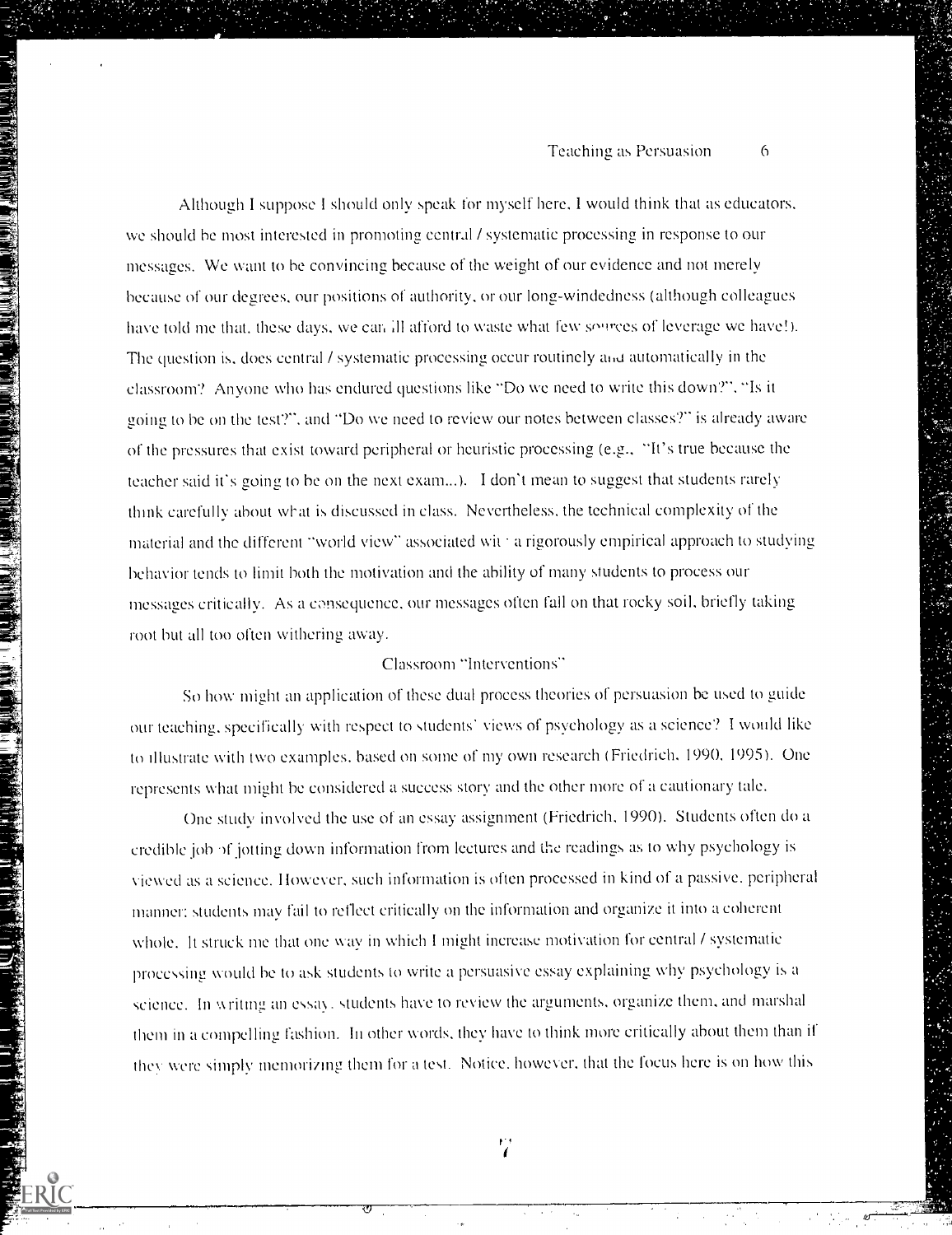Although I suppose I should only speak for myself here, I would think that as educators, we should be most interested in promoting central / systematic processing in response to our messages. We want to be convincing because of the weight of our evidence and not merely because of our degrees, our positions of authority, or our long-windedness (although colleagues have told me that, these days, we can ill afford to waste what few sources of leverage we have!). The question is, does central / systematic processing occur routinely and automatically in the classroom? Anyone who has endured questions like "Do we need to write this down?", "Is it going to be on the test?", and "Do we need to review our notes between classes?" is already aware of the pressures that exist toward peripheral or heuristic processing (e.g., "It's true because the teacher said it's going to be on the next exam..."). I don't mean to suggest that students rarely think carefully about what is discussed in class. Nevertheless, the technical complexity of the material and the different "world view" associated with a rigorously empirical approach to studying behavior tends to limit both the motivation and the ability of many students to process our messages critically. As a consequence, our messages often fall on that rocky soil, briefly taking root but all too often withering away.

## Classroom "Interventions"

So how might an application of these dual process theories of persuasion be used to guide our teaching, specifically with respect to students' views of psychology as a science? I would like to illustrate with two examples, based on some of my own research (Friedrich, 1990, 1995). One represents what might be considered a success story and the other more of a cautionary tale.

One study involved the use of an essay assignment (Friedrich, 1990). Students often do a credible job of jotting down information from lectures and the readings as to why psychology is viewed as a science. However, such information is often processed in kind of a passive, peripheral manner: students may fail to reflect critically on the information and organize it into a coherent whole. It struck me that one way in which I might increase motivation for central / systematic processing would be to ask students to write a persuasive essay explaining why psychology is a science. In writing an essay, students have to review the arguments, organize them, and marshal them in a compelling fashion. In other words, they have to think more critically about them than if they were simply memorizing them for a test. Notice, however, that the focus here is on how this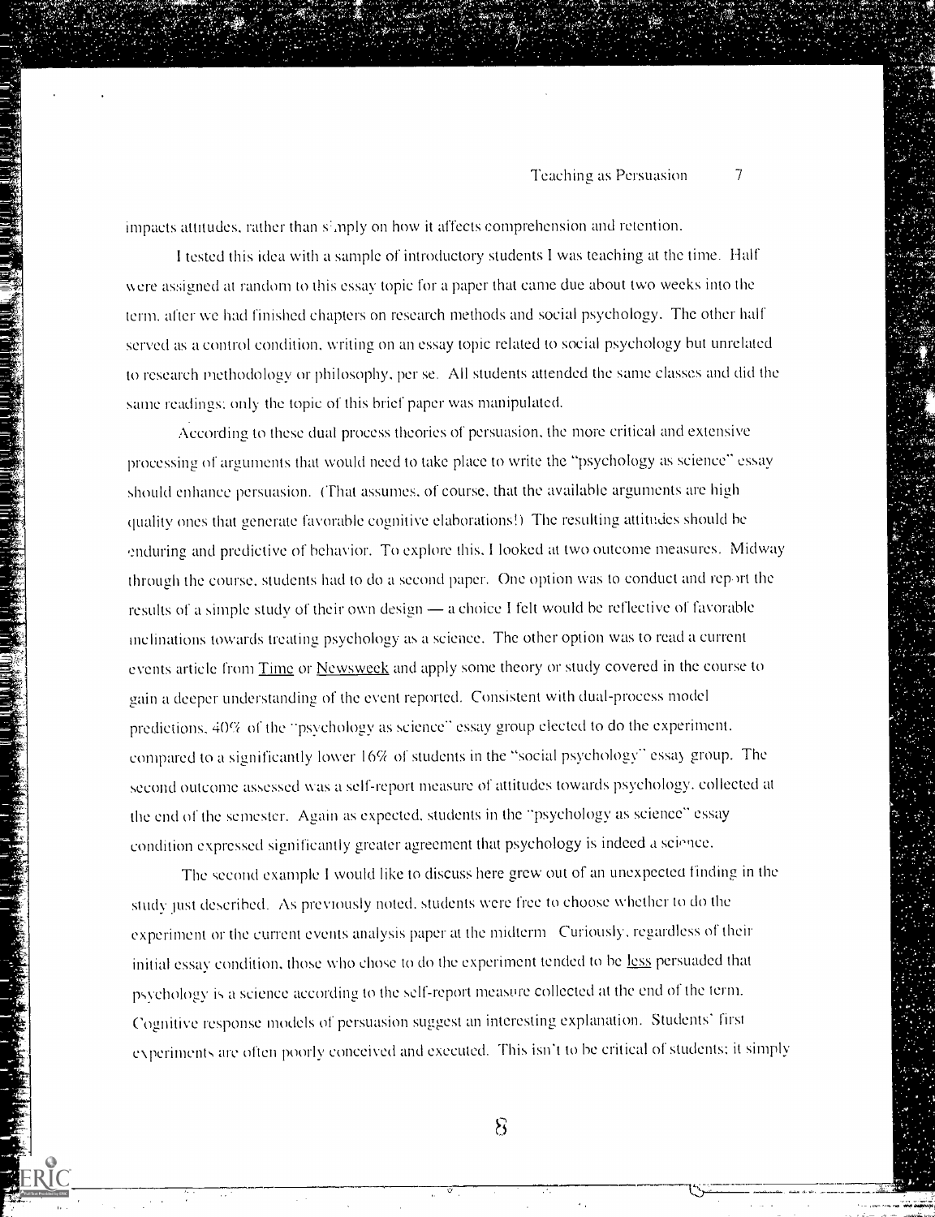impacts attitudes, rather than simply on how it affects comprehension and retention.

I tested this idea with a sample of introductory students I was teaching at the time. Half were assigned at random to this essay topic for a paper that came due about two weeks into the term, after we had finished chapters on research methods and social psychology. The other half served as a control condition, writing on an essay topic related to social psychology but unrelated to research methodology or philosophy, per se. All students attended the same classes and did the same readings; only the topic of this brief paper was manipulated.

According to these dual process theories of persuasion, the more critical and extensive processing of arguments that would need to take place to write the "psychology as science" essay should enhance persuasion. (That assumes, of course, that the available arguments are high quality ones that generate favorable cognitive elaborations!) The resulting attitudes should be enduring and predictive of behavior. To explore this, I looked at two outcome measures. Midway through the course, students had to do a second paper. One option was to conduct and report the results of a simple study of their own design — a choice I felt would be reflective of favorable inclinations towards treating psychology as a science. The other option was to read a current events article from Time or Newsweek and apply some theory or study covered in the course to gain a deeper understanding of the event reported. Consistent with dual-process model predictions, 40% of the "psychology as science" essay group elected to do the experiment, compared to a significantly lower 16% of students in the "social psychology" essay group. The second outcome assessed was a self-report measure of attitudes towards psychology, collected at the end of the semester. Again as expected, students in the "psychology as science" essay condition expressed significantly greater agreement that psychology is indeed a science.

The second example I would like to discuss here grew out of an unexpected finding in the study just described. As previously noted, students were free to choose whether to do the experiment or the current events analysis paper at the midterm. Curiously, regardless of their initial essay condition, those who chose to do the experiment tended to be less persuaded that psychology is a science according to the self-report measure collected at the end of the term. Cognitive response models of persuasion suggest an interesting explanation. Students' first experiments are often poorly conceived and executed. This isn't to be critical of students; it simply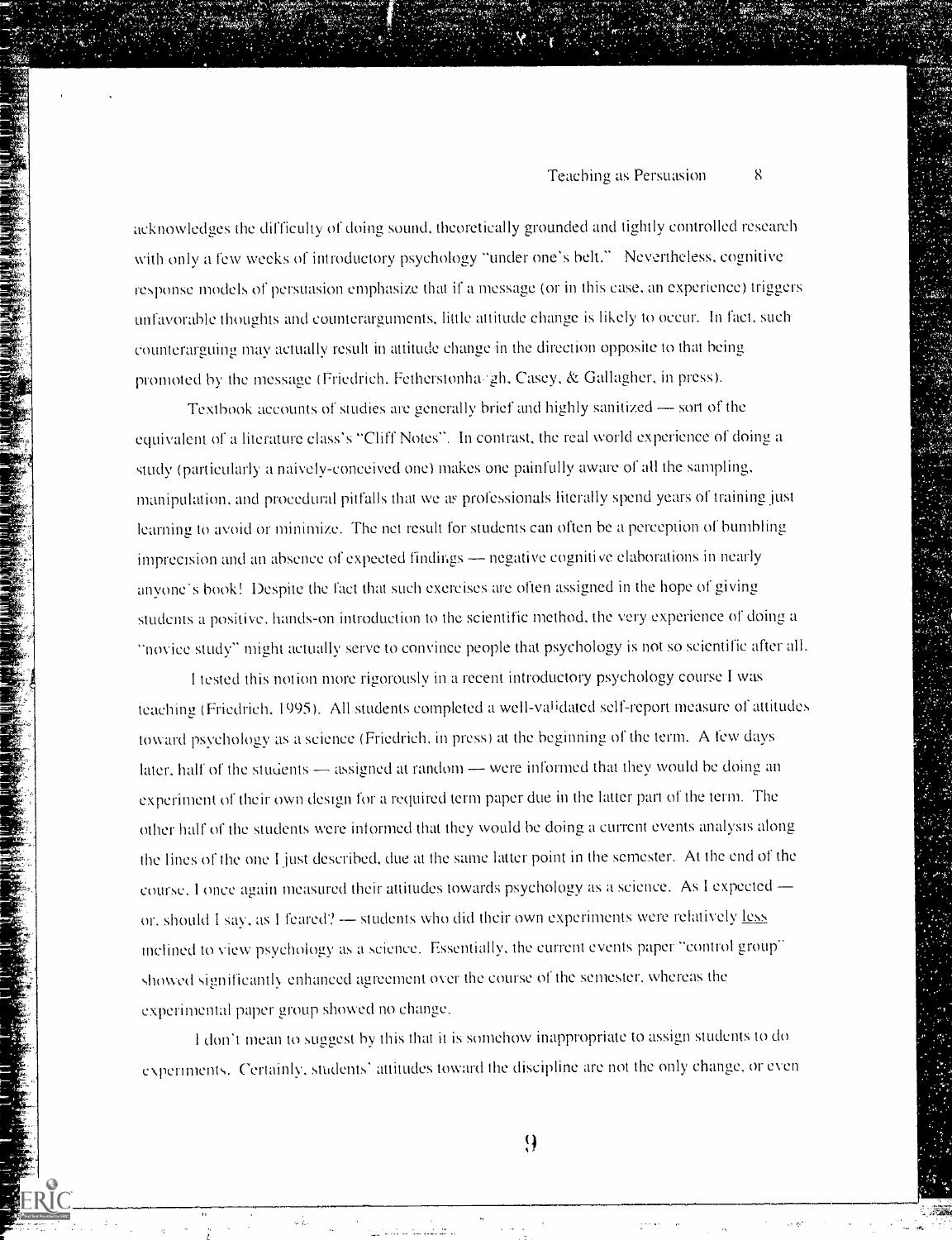acknowledges the difficulty of doing sound, theoretically grounded and tightly controlled research with only a few weeks of introductory psychology "under one's belt." Nevertheless, cognitive response models of persuasion emphasize that if a message (or in this case, an experience) triggers unfavorable thoughts and counterarguments, little attitude change is likely to occur. In fact, such counterarguing may actually result in attitude change in the direction opposite to that being promoted by the message (Friedrich, Fetherstonhaugh, Casey, & Gallagher, in press).

Textbook accounts of studies are generally brief and highly sanitized — sort of the equivalent of a literature class's "Cliff Notes". In contrast, the real world experience of doing a study (particularly a naively-conceived one) makes one painfully aware of all the sampling, manipulation, and procedural pitfalls that we as professionals literally spend years of training just learning to avoid or minimize. The net result for students can often be a perception of bumbling imprecision and an absence of expected findings — negative cognitive elaborations in nearly anyone's book! Despite the fact that such exercises are often assigned in the hope of giving students a positive, hands-on introduction to the scientific method, the very experience of doing a "novice study" might actually serve to convince people that psychology is not so scientific after all.

I tested this notion more rigorously in a recent introductory psychology course I was teaching (Friedrich, 1995). All students completed a well-validated self-report measure of attitudes toward psychology as a science (Friedrich, in press) at the beginning of the term. A few days later, half of the students — assigned at random — were informed that they would be doing an experiment of their own design for a required term paper due in the latter part of the term. The other half of the students were informed that they would be doing a current events analysis along the lines of the one I just described, due at the same latter point in the semester. At the end of the course, I once again measured their attitudes towards psychology as a science. As I expected — or, should I say, as I feared? — students who did their own experiments were relatively less inclined to view psychology as a science. Essentially, the current events paper "control group" showed significantly enhanced agreement over the course of the semester, whereas the experimental paper group showed no change.

I don't mean to suggest by this that it is somehow inappropriate to assign students to do experiments. Certainly, students' attitudes toward the discipline are not the only change, or even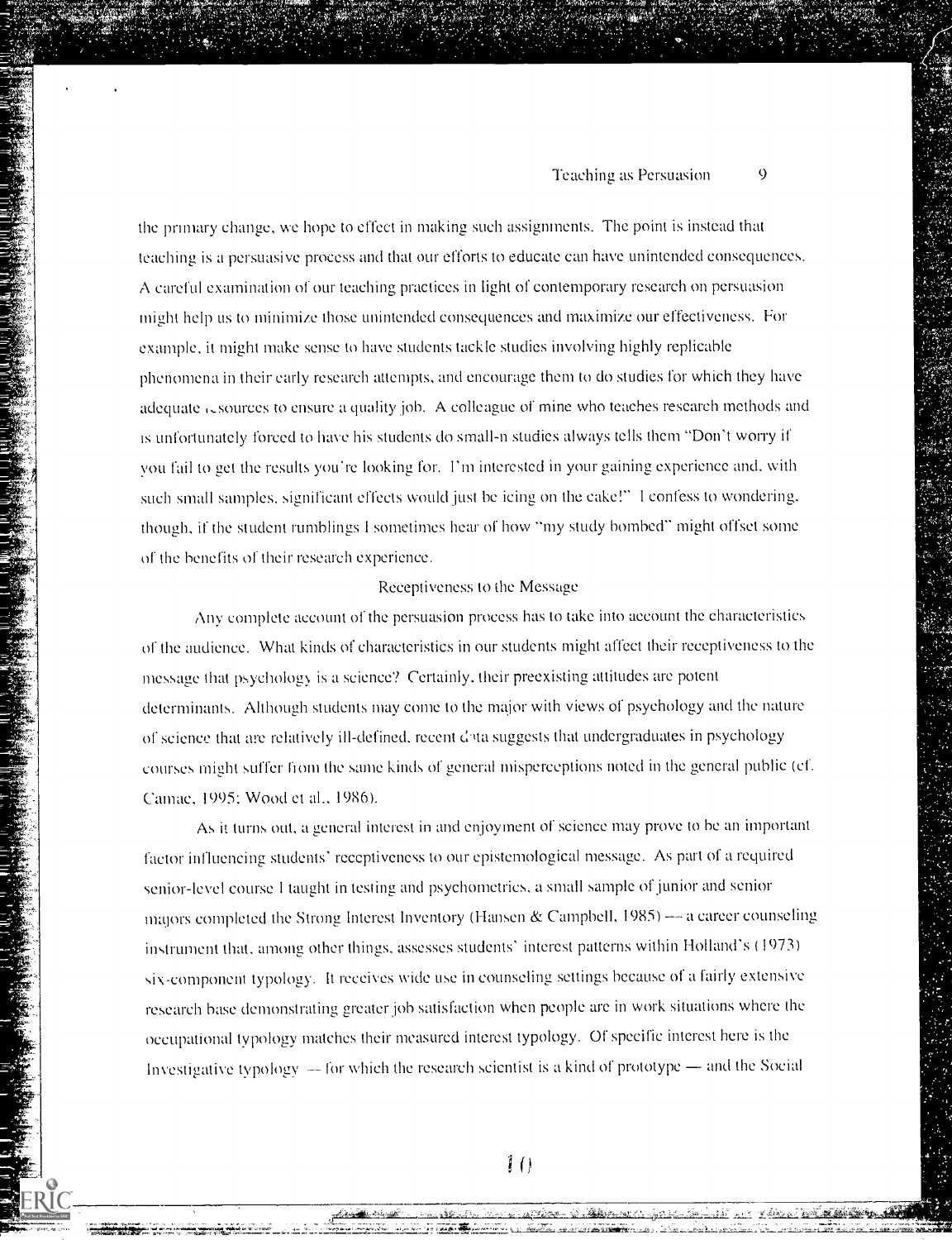the primary change, we hope to effect in making such assignments. The point is instead that teaching is a persuasive process and that our efforts to educate can have unintended consequences. A careful examination of our teaching practices in light of contemporary research on persuasion might help us to minimize those unintended consequences and maximize our effectiveness. For example, it might make sense to have students tackle studies involving highly replicable phenomena in their early research attempts, and encourage them to do studies for which they have adequate resources to ensure a quality job. A colleague of mine who teaches research methods and is unfortunately forced to have his students do small-n studies always tells them "Don't worry if you fail to get the results you're looking for. I'm interested in your gaining experience and, with such small samples, significant effects would just be icing on the cake!" I confess to wondering, though, if the student rumblings I sometimes hear of how "my study bombed" might offset some of the benefits of their research experience.

## Receptiveness to the Message

Any complete account of the persuasion process has to take into account the characteristics of the audience. What kinds of characteristics in our students might affect their receptiveness to the message that psychology is a science? Certainly, their preexisting attitudes are potent determinants. Although students may come to the major with views of psychology and the nature of science that are relatively ill-defined, recent data suggests that undergraduates in psychology courses might suffer from the same kinds of general misperceptions noted in the general public (cf. Camac, 1995; Wood et al., 1986).

As it turns out, a general interest in and enjoyment of science may prove to be an important factor influencing students' receptiveness to our epistemological message. As part of a required senior-level course I taught in testing and psychometrics, a small sample of junior and senior majors completed the Strong Interest Inventory (Hansen & Campbell, 1985) — a career counseling instrument that, among other things, assesses students' interest patterns within Holland's (1973) six-component typology. It receives wide use in counseling settings because of a fairly extensive research base demonstrating greater job satisfaction when people are in work situations where the occupational typology matches their measured interest typology. Of specific interest here is the Investigative typology — for which the research scientist is a kind of prototype — and the Social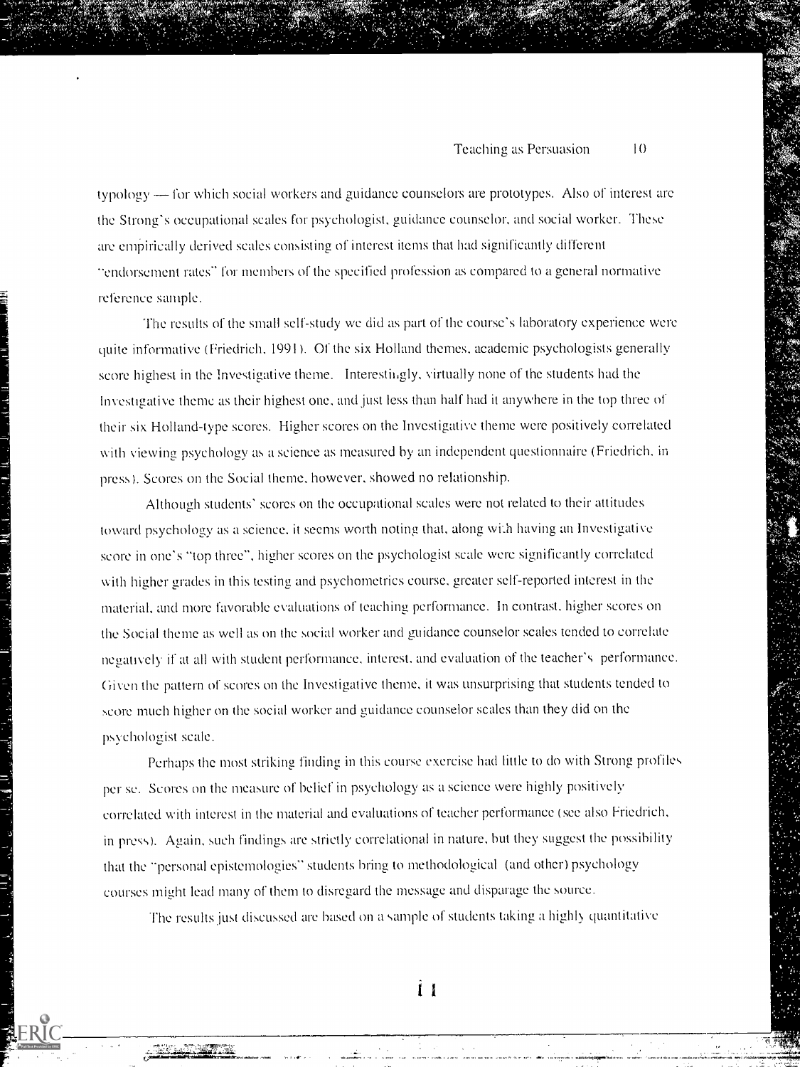typology — for which social workers and guidance counselors are prototypes. Also of interest are the Strong's occupational scales for psychologist, guidance counselor, and social worker. These are empirically derived scales consisting of interest items that had significantly different "endorsement rates" for members of the specified profession as compared to a general normative reference sample.

The results of the small self-study we did as part of the course's laboratory experience were quite informative (Friedrich, 1991). Of the six Holland themes, academic psychologists generally score highest in the Investigative theme. Interestingly, virtually none of the students had the Investigative theme as their highest one, and just less than half had it anywhere in the top three of their six Holland-type scores. Higher scores on the Investigative theme were positively correlated with viewing psychology as a science as measured by an independent questionnaire (Friedrich, in press). Scores on the Social theme, however, showed no relationship.

Although students' scores on the occupational scales were not related to their attitudes toward psychology as a science, it seems worth noting that, along with having an Investigative score in one's "top three", higher scores on the psychologist scale were significantly correlated with higher grades in this testing and psychometrics course, greater self-reported interest in the material, and more favorable evaluations of teaching performance. In contrast, higher scores on the Social theme as well as on the social worker and guidance counselor scales tended to correlate negatively if at all with student performance, interest, and evaluation of the teacher's performance. Given the pattern of scores on the Investigative theme, it was unsurprising that students tended to score much higher on the social worker and guidance counselor scales than they did on the psychologist scale.

Perhaps the most striking finding in this course exercise had little to do with Strong profiles per se. Scores on the measure of belief in psychology as a science were highly positively correlated with interest in the material and evaluations of teacher performance (see also Friedrich, in press). Again, such findings are strictly correlational in nature, but they suggest the possibility that the "personal epistemologies" students bring to methodological (and other) psychology courses might lead many of them to disregard the message and disparage the source.

The results just discussed are based on a sample of students taking a highly quantitative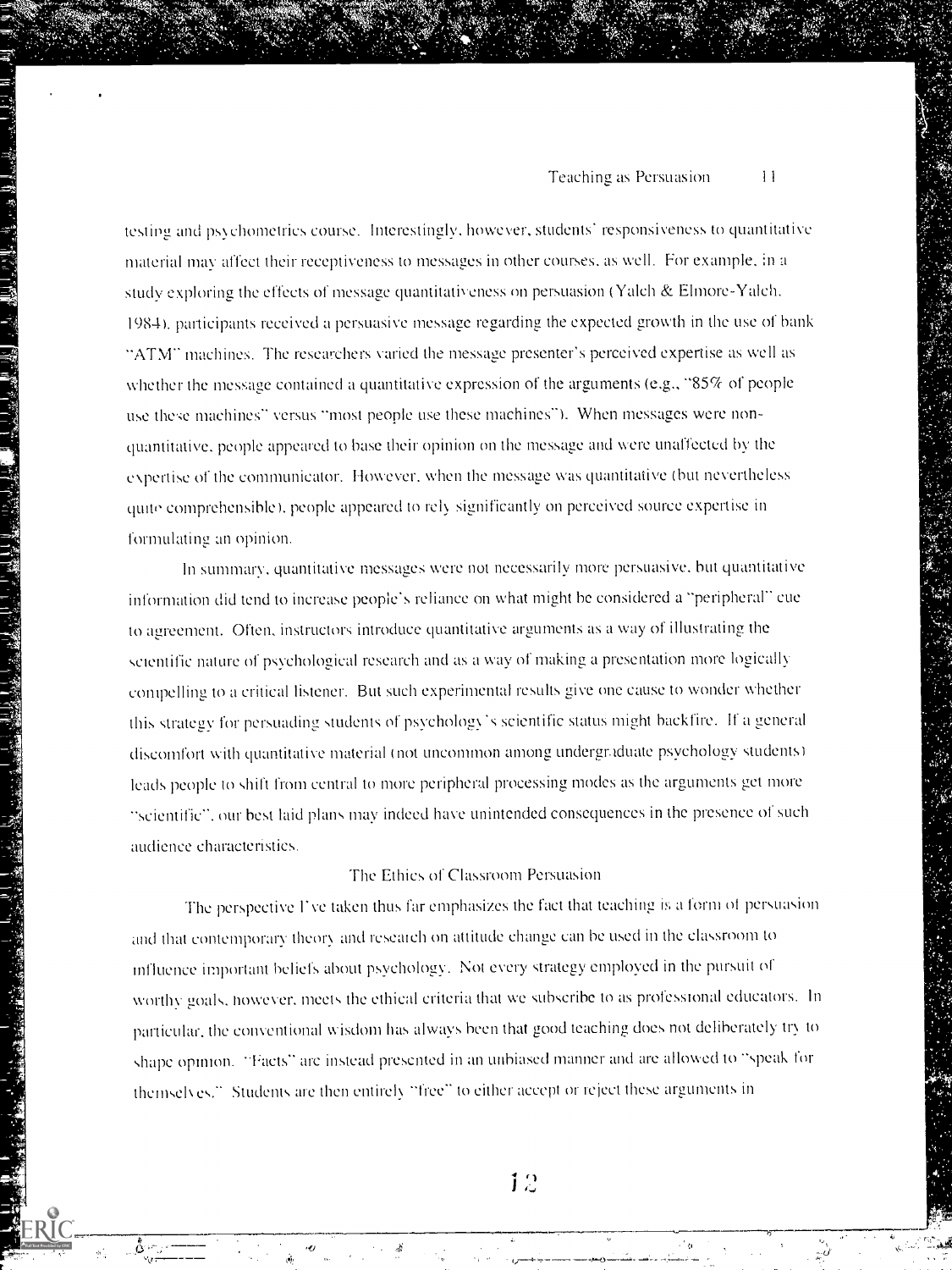testing and psychometrics course. Interestingly, however, students' responsiveness to quantitative material may affect their receptiveness to messages in other courses, as well. For example, in a study exploring the effects of message quantitativeness on persuasion (Yalch & Elmore-Yalch, 1984), participants received a persuasive message regarding the expected growth in the use of bank "ATM" machines. The researchers varied the message presenter's perceived expertise as well as whether the message contained a quantitative expression of the arguments (e.g., "85% of people use these machines" versus "most people use these machines"). When messages were non-quantitative, people appeared to base their opinion on the message and were unaffected by the expertise of the communicator. However, when the message was quantitative (but nevertheless quite comprehensible), people appeared to rely significantly on perceived source expertise in formulating an opinion.

In summary, quantitative messages were not necessarily more persuasive, but quantitative information did tend to increase people's reliance on what might be considered a "peripheral" cue to agreement. Often, instructors introduce quantitative arguments as a way of illustrating the scientific nature of psychological research and as a way of making a presentation more logically compelling to a critical listener. But such experimental results give one cause to wonder whether this strategy for persuading students of psychology's scientific status might backfire. If a general discomfort with quantitative material (not uncommon among undergraduate psychology students) leads people to shift from central to more peripheral processing modes as the arguments get more "scientific", our best laid plans may indeed have unintended consequences in the presence of such audience characteristics.

## The Ethics of Classroom Persuasion

The perspective I've taken thus far emphasizes the fact that teaching is a form of persuasion and that contemporary theory and research on attitude change can be used in the classroom to influence important beliefs about psychology. Not every strategy employed in the pursuit of worthy goals, however, meets the ethical criteria that we subscribe to as professional educators. In particular, the conventional wisdom has always been that good teaching does not deliberately try to shape opinion. "Facts" are instead presented in an unbiased manner and are allowed to "speak for themselves." Students are then entirely "free" to either accept or reject these arguments in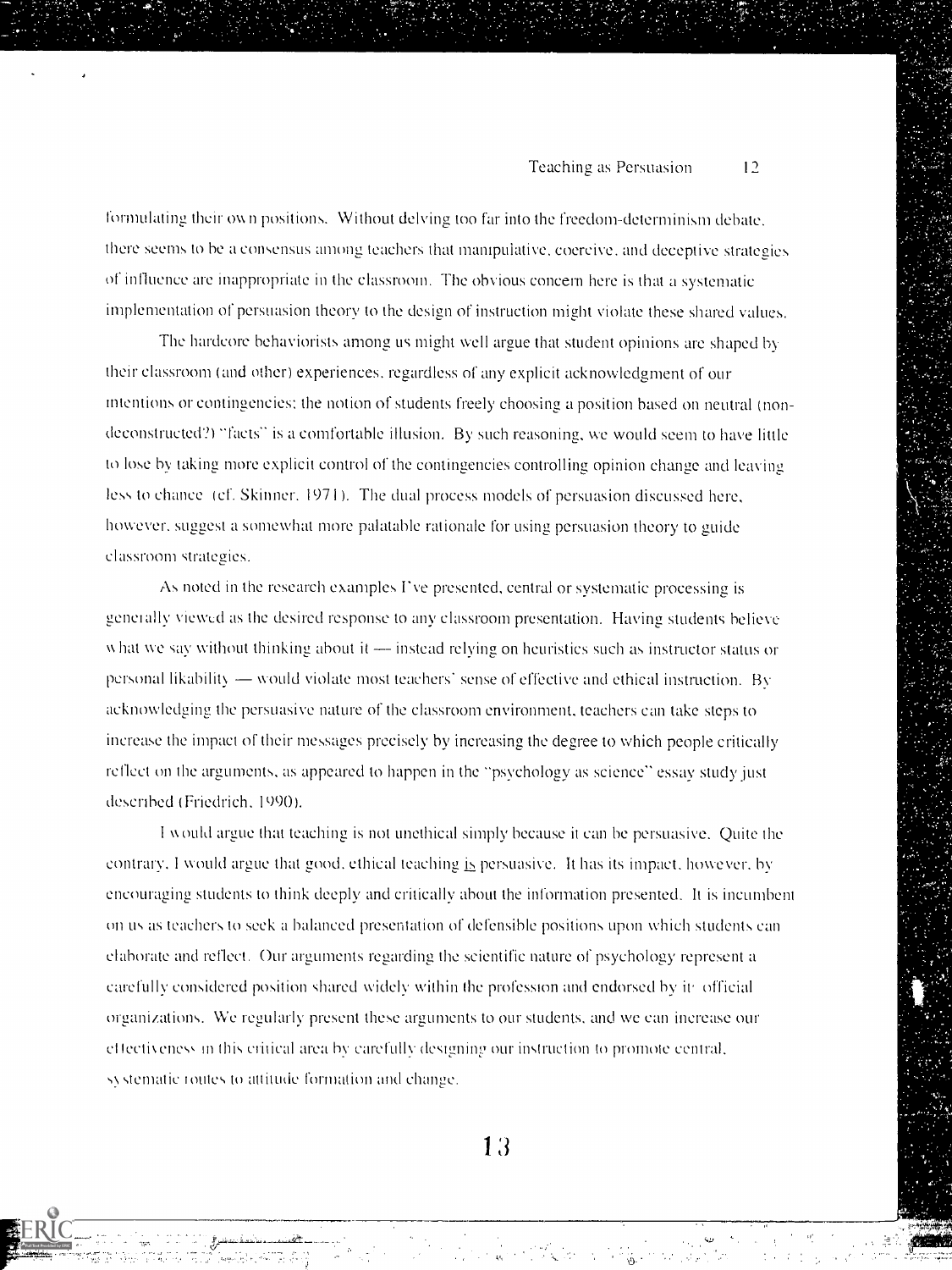formulating their own positions. Without delving too far into the freedom-determinism debate, there seems to be a consensus among teachers that manipulative, coercive, and deceptive strategies of influence are inappropriate in the classroom. The obvious concern here is that a systematic implementation of persuasion theory to the design of instruction might violate these shared values.

The hardcore behaviorists among us might well argue that student opinions are shaped by their classroom (and other) experiences, regardless of any explicit acknowledgment of our intentions or contingencies; the notion of students freely choosing a position based on neutral (non-deconstructed?) "facts" is a comfortable illusion. By such reasoning, we would seem to have little to lose by taking more explicit control of the contingencies controlling opinion change and leaving less to chance (cf. Skinner, 1971). The dual process models of persuasion discussed here, however, suggest a somewhat more palatable rationale for using persuasion theory to guide classroom strategies.

As noted in the research examples I've presented, central or systematic processing is generally viewed as the desired response to any classroom presentation. Having students believe what we say without thinking about it — instead relying on heuristics such as instructor status or personal likability — would violate most teachers' sense of effective and ethical instruction. By acknowledging the persuasive nature of the classroom environment, teachers can take steps to increase the impact of their messages precisely by increasing the degree to which people critically reflect on the arguments, as appeared to happen in the "psychology as science" essay study just described (Friedrich, 1990).

I would argue that teaching is not unethical simply because it can be persuasive. Quite the contrary, I would argue that good, ethical teaching is persuasive. It has its impact, however, by encouraging students to think deeply and critically about the information presented. It is incumbent on us as teachers to seek a balanced presentation of defensible positions upon which students can elaborate and reflect. Our arguments regarding the scientific nature of psychology represent a carefully considered position shared widely within the profession and endorsed by its official organizations. We regularly present these arguments to our students, and we can increase our effectiveness in this critical area by carefully designing our instruction to promote central, systematic routes to attitude formation and change.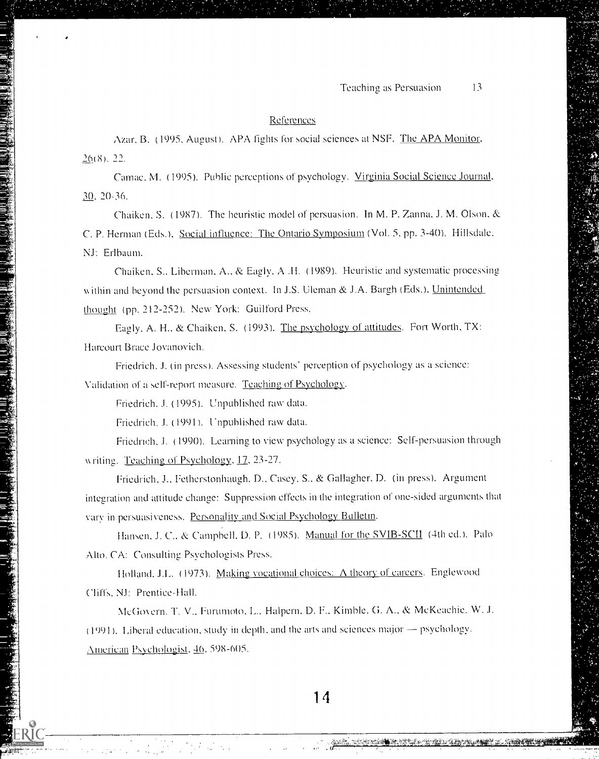## References

Azar, B. (1995, August). APA fights for social sciences at NSF. The APA Monitor, 26(8), 22.

Camac, M. (1995). Public perceptions of psychology. Virginia Social Science Journal, 30, 20-36.

Chaiken, S. (1987). The heuristic model of persuasion. In M. P. Zanna, J. M. Olson, & C. P. Herman (Eds.), Social influence: The Ontario Symposium (Vol. 5, pp. 3-40). Hillsdale, NJ: Erlbaum.

Chaiken, S., Liberman, A., & Eagly, A .H. (1989). Heuristic and systematic processing within and beyond the persuasion context. In J.S. Uleman & J.A. Bargh (Eds.), Unintended thought (pp. 212-252). New York: Guilford Press.

Eagly, A. H., & Chaiken, S. (1993). The psychology of attitudes. Fort Worth, TX: Harcourt Brace Jovanovich.

Friedrich, J. (in press). Assessing students' perception of psychology as a science: Validation of a self-report measure. Teaching of Psychology.

Friedrich, J. (1995). Unpublished raw data.

Friedrich, J. (1991). Unpublished raw data.

Friedrich, J. (1990). Learning to view psychology as a science: Self-persuasion through writing. Teaching of Psychology, 17, 23-27.

Friedrich, J., Fetherstonhaugh, D., Casey, S., & Gallagher, D. (in press). Argument integration and attitude change: Suppression effects in the integration of one-sided arguments that vary in persuasiveness. Personality and Social Psychology Bulletin.

Hansen, J. C., & Campbell, D. P. (1985). Manual for the SVIB-SCII (4th ed.). Palo Alto, CA: Consulting Psychologists Press.

Holland, J.L. (1973). Making vocational choices: A theory of careers. Englewood Cliffs, NJ: Prentice-Hall.

McGovern, T. V., Furumoto, L., Halpern, D. F., Kimble, G. A., & McKeachie, W. J. (1991). Liberal education, study in depth, and the arts and sciences major — psychology. American Psychologist, 46, 598-605.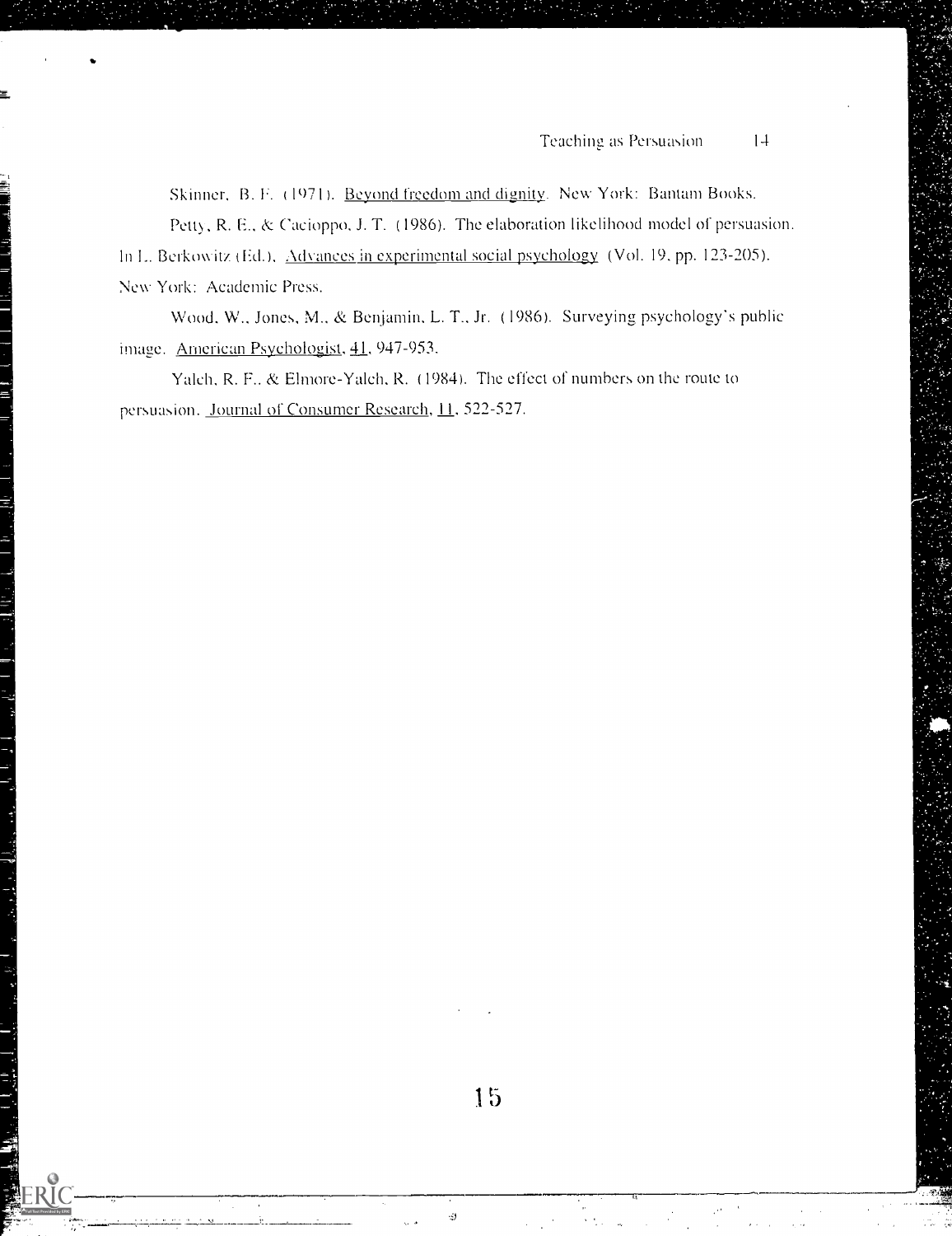Skinner, B. F. (1971). Beyond freedom and dignity. New York: Bantam Books.

Petty, R. E., & Cacioppo, J. T. (1986). The elaboration likelihood model of persuasion. In L. Berkowitz (Ed.), Advances in experimental social psychology (Vol. 19, pp. 123-205). New York: Academic Press.

Wood, W., Jones, M., & Benjamin, L. T., Jr. (1986). Surveying psychology's public image. American Psychologist, 41, 947-953.

Yalch, R. F., & Elmore-Yalch, R. (1984). The effect of numbers on the route to persuasion. Journal of Consumer Research, 11, 522-527.